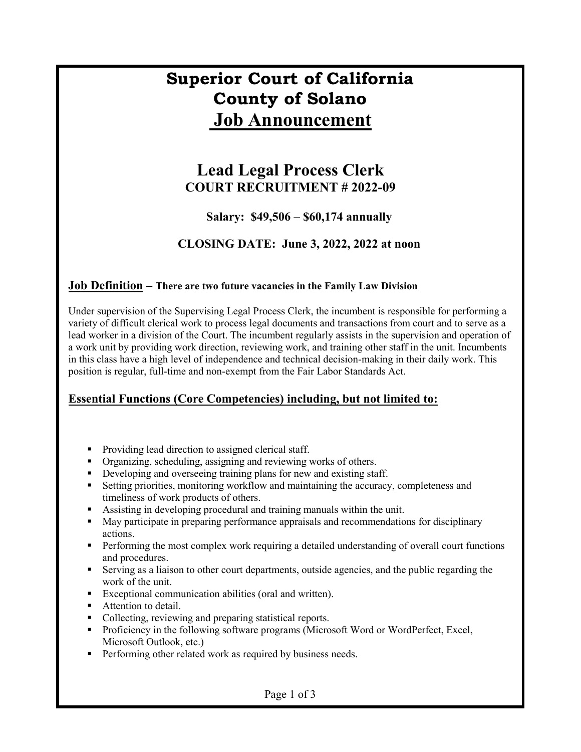# Superior Court of California
# County of Solano
# Job Announcement

## Lead Legal Process Clerk
### COURT RECRUITMENT # 2022-09

**Salary: $49,506 – $60,174 annually**

**CLOSING DATE: June 3, 2022, 2022 at noon**

## Job Definition – There are two future vacancies in the Family Law Division

Under supervision of the Supervising Legal Process Clerk, the incumbent is responsible for performing a variety of difficult clerical work to process legal documents and transactions from court and to serve as a lead worker in a division of the Court. The incumbent regularly assists in the supervision and operation of a work unit by providing work direction, reviewing work, and training other staff in the unit. Incumbents in this class have a high level of independence and technical decision-making in their daily work. This position is regular, full-time and non-exempt from the Fair Labor Standards Act.

## Essential Functions (Core Competencies) including, but not limited to:

- Providing lead direction to assigned clerical staff.
- Organizing, scheduling, assigning and reviewing works of others.
- Developing and overseeing training plans for new and existing staff.
- Setting priorities, monitoring workflow and maintaining the accuracy, completeness and timeliness of work products of others.
- Assisting in developing procedural and training manuals within the unit.
- May participate in preparing performance appraisals and recommendations for disciplinary actions.
- Performing the most complex work requiring a detailed understanding of overall court functions and procedures.
- Serving as a liaison to other court departments, outside agencies, and the public regarding the work of the unit.
- Exceptional communication abilities (oral and written).
- Attention to detail.
- Collecting, reviewing and preparing statistical reports.
- Proficiency in the following software programs (Microsoft Word or WordPerfect, Excel, Microsoft Outlook, etc.)
- Performing other related work as required by business needs.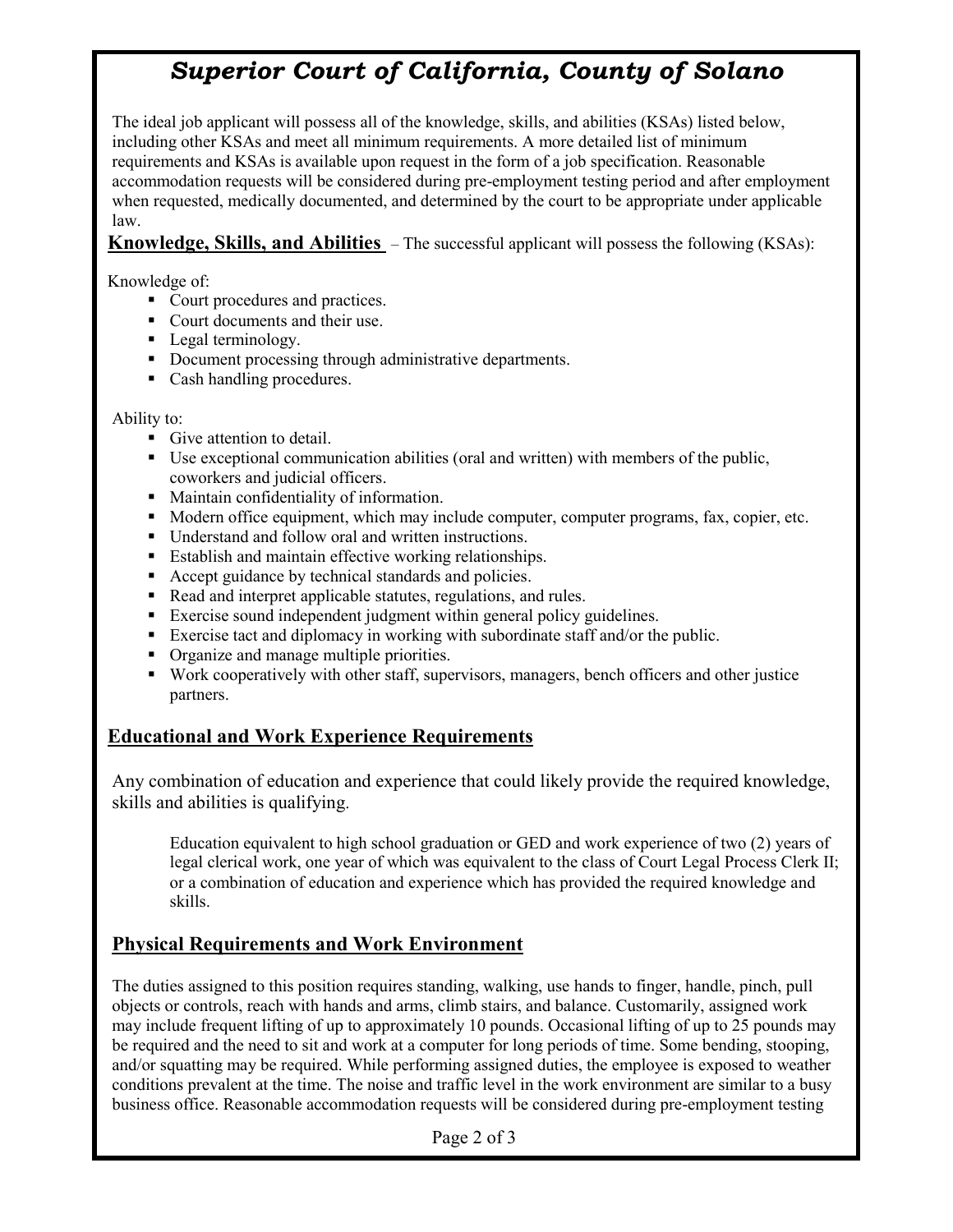# *Superior Court of California, County of Solano*

The ideal job applicant will possess all of the knowledge, skills, and abilities (KSAs) listed below, including other KSAs and meet all minimum requirements. A more detailed list of minimum requirements and KSAs is available upon request in the form of a job specification. Reasonable accommodation requests will be considered during pre-employment testing period and after employment when requested, medically documented, and determined by the court to be appropriate under applicable law.

**Knowledge, Skills, and Abilities** – The successful applicant will possess the following (KSAs):

Knowledge of:

- Court procedures and practices.
- Court documents and their use.
- Legal terminology.
- Document processing through administrative departments.
- Cash handling procedures.

Ability to:

- Give attention to detail.
- Use exceptional communication abilities (oral and written) with members of the public, coworkers and judicial officers.
- Maintain confidentiality of information.
- Modern office equipment, which may include computer, computer programs, fax, copier, etc.
- Understand and follow oral and written instructions.
- Establish and maintain effective working relationships.
- Accept guidance by technical standards and policies.
- Read and interpret applicable statutes, regulations, and rules.
- Exercise sound independent judgment within general policy guidelines.
- Exercise tact and diplomacy in working with subordinate staff and/or the public.
- Organize and manage multiple priorities.
- Work cooperatively with other staff, supervisors, managers, bench officers and other justice partners.

## Educational and Work Experience Requirements

Any combination of education and experience that could likely provide the required knowledge, skills and abilities is qualifying.

Education equivalent to high school graduation or GED and work experience of two (2) years of legal clerical work, one year of which was equivalent to the class of Court Legal Process Clerk II; or a combination of education and experience which has provided the required knowledge and skills.

## Physical Requirements and Work Environment

The duties assigned to this position requires standing, walking, use hands to finger, handle, pinch, pull objects or controls, reach with hands and arms, climb stairs, and balance. Customarily, assigned work may include frequent lifting of up to approximately 10 pounds. Occasional lifting of up to 25 pounds may be required and the need to sit and work at a computer for long periods of time. Some bending, stooping, and/or squatting may be required. While performing assigned duties, the employee is exposed to weather conditions prevalent at the time. The noise and traffic level in the work environment are similar to a busy business office. Reasonable accommodation requests will be considered during pre-employment testing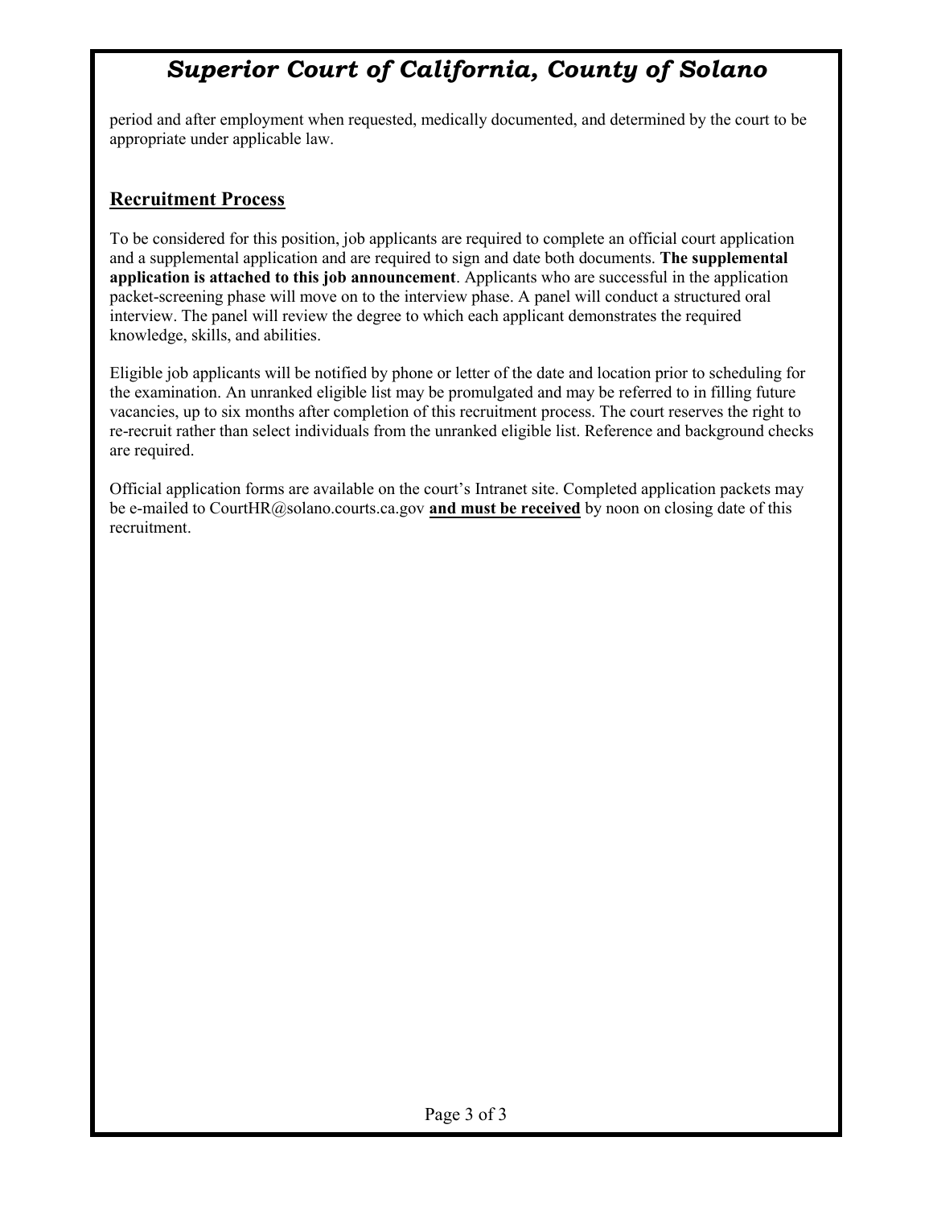period and after employment when requested, medically documented, and determined by the court to be appropriate under applicable law.

## Recruitment Process

To be considered for this position, job applicants are required to complete an official court application and a supplemental application and are required to sign and date both documents. **The supplemental application is attached to this job announcement**. Applicants who are successful in the application packet-screening phase will move on to the interview phase. A panel will conduct a structured oral interview. The panel will review the degree to which each applicant demonstrates the required knowledge, skills, and abilities.

Eligible job applicants will be notified by phone or letter of the date and location prior to scheduling for the examination. An unranked eligible list may be promulgated and may be referred to in filling future vacancies, up to six months after completion of this recruitment process. The court reserves the right to re-recruit rather than select individuals from the unranked eligible list. Reference and background checks are required.

Official application forms are available on the court's Intranet site. Completed application packets may be e-mailed to CourtHR@solano.courts.ca.gov **and must be received** by noon on closing date of this recruitment.